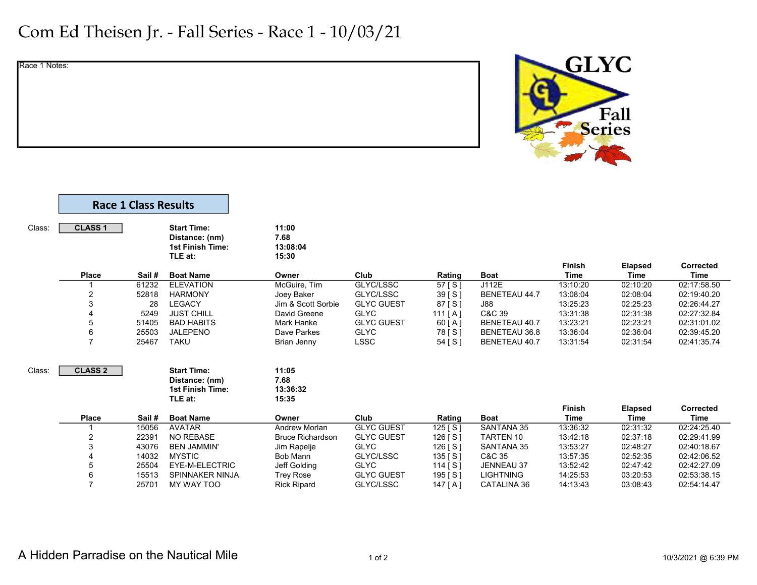# Com Ed Theisen Jr. - Fall Series - Race 1 - 10/03/21

Race 1 Notes:

GLYC Fall Series

## Race 1 Class Results

Class: **CLASS 1**

**Start Time:** 11:00
**Distance: (nm)** 7.68
**1st Finish Time:** 13:08:04
**TLE at:** 15:30

| Place | Sail # | Boat Name | Owner | Club | Rating | Boat | Finish Time | Elapsed Time | Corrected Time |
|---|---|---|---|---|---|---|---|---|---|
| 1 | 61232 | ELEVATION | McGuire, Tim | GLYC/LSSC | 57 [ S ] | J112E | 13:10:20 | 02:10:20 | 02:17:58.50 |
| 2 | 52818 | HARMONY | Joey Baker | GLYC/LSSC | 39 [ S ] | BENETEAU 44.7 | 13:08:04 | 02:08:04 | 02:19:40.20 |
| 3 | 28 | LEGACY | Jim & Scott Sorbie | GLYC GUEST | 87 [ S ] | J88 | 13:25:23 | 02:25:23 | 02:26:44.27 |
| 4 | 5249 | JUST CHILL | David Greene | GLYC | 111 [ A ] | C&C 39 | 13:31:38 | 02:31:38 | 02:27:32.84 |
| 5 | 51405 | BAD HABITS | Mark Hanke | GLYC GUEST | 60 [ A ] | BENETEAU 40.7 | 13:23:21 | 02:23:21 | 02:31:01.02 |
| 6 | 25503 | JALEPENO | Dave Parkes | GLYC | 78 [ S ] | BENETEAU 36.8 | 13:36:04 | 02:36:04 | 02:39:45.20 |
| 7 | 25467 | TAKU | Brian Jenny | LSSC | 54 [ S ] | BENETEAU 40.7 | 13:31:54 | 02:31:54 | 02:41:35.74 |

Class: **CLASS 2**

**Start Time:** 11:05
**Distance: (nm)** 7.68
**1st Finish Time:** 13:36:32
**TLE at:** 15:35

| Place | Sail # | Boat Name | Owner | Club | Rating | Boat | Finish Time | Elapsed Time | Corrected Time |
|---|---|---|---|---|---|---|---|---|---|
| 1 | 15056 | AVATAR | Andrew Morlan | GLYC GUEST | 125 [ S ] | SANTANA 35 | 13:36:32 | 02:31:32 | 02:24:25.40 |
| 2 | 22391 | NO REBASE | Bruce Richardson | GLYC GUEST | 126 [ S ] | TARTEN 10 | 13:42:18 | 02:37:18 | 02:29:41.99 |
| 3 | 43076 | BEN JAMMIN' | Jim Rapelje | GLYC | 126 [ S ] | SANTANA 35 | 13:53:27 | 02:48:27 | 02:40:18.67 |
| 4 | 14032 | MYSTIC | Bob Mann | GLYC/LSSC | 135 [ S ] | C&C 35 | 13:57:35 | 02:52:35 | 02:42:06.52 |
| 5 | 25504 | EYE-M-ELECTRIC | Jeff Golding | GLYC | 114 [ S ] | JENNEAU 37 | 13:52:42 | 02:47:42 | 02:42:27.09 |
| 6 | 15513 | SPINNAKER NINJA | Trey Rose | GLYC GUEST | 195 [ S ] | LIGHTNING | 14:25:53 | 03:20:53 | 02:53:38.15 |
| 7 | 25701 | MY WAY TOO | Rick Ripard | GLYC/LSSC | 147 [ A ] | CATALINA 36 | 14:13:43 | 03:08:43 | 02:54:14.47 |

A Hidden Parradise on the Nautical Mile

10/3/2021 @ 6:39 PM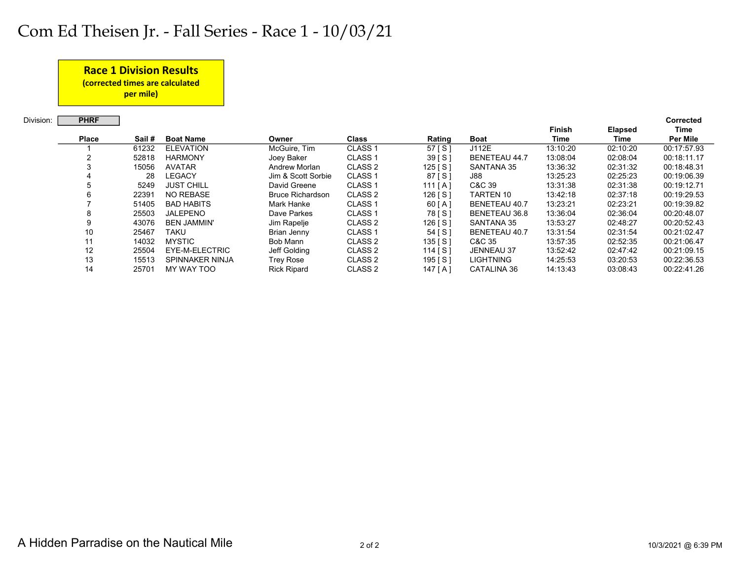# Com Ed Theisen Jr. - Fall Series - Race 1 - 10/03/21

**Race 1 Division Results**
**(corrected times are calculated per mile)**

Division: **PHRF**

| Place | Sail # | Boat Name | Owner | Class | Rating | Boat | Finish Time | Elapsed Time | Corrected Time Per Mile |
|---|---|---|---|---|---|---|---|---|---|
| 1 | 61232 | ELEVATION | McGuire, Tim | CLASS 1 | 57 [ S ] | J112E | 13:10:20 | 02:10:20 | 00:17:57.93 |
| 2 | 52818 | HARMONY | Joey Baker | CLASS 1 | 39 [ S ] | BENETEAU 44.7 | 13:08:04 | 02:08:04 | 00:18:11.17 |
| 3 | 15056 | AVATAR | Andrew Morlan | CLASS 2 | 125 [ S ] | SANTANA 35 | 13:36:32 | 02:31:32 | 00:18:48.31 |
| 4 | 28 | LEGACY | Jim & Scott Sorbie | CLASS 1 | 87 [ S ] | J88 | 13:25:23 | 02:25:23 | 00:19:06.39 |
| 5 | 5249 | JUST CHILL | David Greene | CLASS 1 | 111 [ A ] | C&C 39 | 13:31:38 | 02:31:38 | 00:19:12.71 |
| 6 | 22391 | NO REBASE | Bruce Richardson | CLASS 2 | 126 [ S ] | TARTEN 10 | 13:42:18 | 02:37:18 | 00:19:29.53 |
| 7 | 51405 | BAD HABITS | Mark Hanke | CLASS 1 | 60 [ A ] | BENETEAU 40.7 | 13:23:21 | 02:23:21 | 00:19:39.82 |
| 8 | 25503 | JALEPENO | Dave Parkes | CLASS 1 | 78 [ S ] | BENETEAU 36.8 | 13:36:04 | 02:36:04 | 00:20:48.07 |
| 9 | 43076 | BEN JAMMIN' | Jim Rapelje | CLASS 2 | 126 [ S ] | SANTANA 35 | 13:53:27 | 02:48:27 | 00:20:52.43 |
| 10 | 25467 | TAKU | Brian Jenny | CLASS 1 | 54 [ S ] | BENETEAU 40.7 | 13:31:54 | 02:31:54 | 00:21:02.47 |
| 11 | 14032 | MYSTIC | Bob Mann | CLASS 2 | 135 [ S ] | C&C 35 | 13:57:35 | 02:52:35 | 00:21:06.47 |
| 12 | 25504 | EYE-M-ELECTRIC | Jeff Golding | CLASS 2 | 114 [ S ] | JENNEAU 37 | 13:52:42 | 02:47:42 | 00:21:09.15 |
| 13 | 15513 | SPINNAKER NINJA | Trey Rose | CLASS 2 | 195 [ S ] | LIGHTNING | 14:25:53 | 03:20:53 | 00:22:36.53 |
| 14 | 25701 | MY WAY TOO | Rick Ripard | CLASS 2 | 147 [ A ] | CATALINA 36 | 14:13:43 | 03:08:43 | 00:22:41.26 |

A Hidden Parradise on the Nautical Mile

10/3/2021 @ 6:39 PM